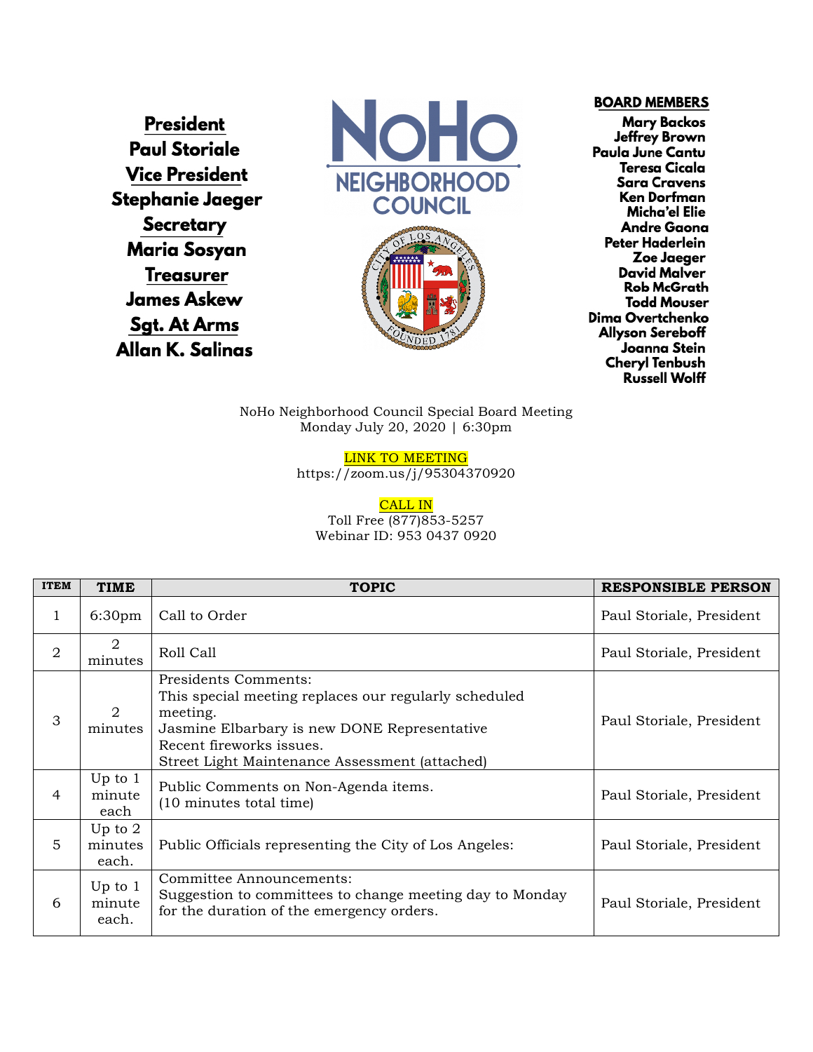**President**
**Paul Storiale**
**Vice President**
**Stephanie Jaeger**
**Secretary**
**Maria Sosyan**
**Treasurer**
**James Askew**
**Sgt. At Arms**
**Allan K. Salinas**

# NoHo NEIGHBORHOOD COUNCIL

**BOARD MEMBERS**
**Mary Backos**
**Jeffrey Brown**
**Paula June Cantu**
**Teresa Cicala**
**Sara Cravens**
**Ken Dorfman**
**Micha'el Elie**
**Andre Gaona**
**Peter Haderlein**
**Zoe Jaeger**
**David Malver**
**Rob McGrath**
**Todd Mouser**
**Dima Overtchenko**
**Allyson Sereboff**
**Joanna Stein**
**Cheryl Tenbush**
**Russell Wolff**

NoHo Neighborhood Council Special Board Meeting
Monday July 20, 2020 | 6:30pm

LINK TO MEETING
https://zoom.us/j/95304370920

CALL IN
Toll Free (877)853-5257
Webinar ID: 953 0437 0920

| ITEM | TIME | TOPIC | RESPONSIBLE PERSON |
|---|---|---|---|
| 1 | 6:30pm | Call to Order | Paul Storiale, President |
| 2 | 2 minutes | Roll Call | Paul Storiale, President |
| 3 | 2 minutes | Presidents Comments:<br>This special meeting replaces our regularly scheduled meeting.<br>Jasmine Elbarbary is new DONE Representative<br>Recent fireworks issues.<br>Street Light Maintenance Assessment (attached) | Paul Storiale, President |
| 4 | Up to 1 minute each | Public Comments on Non-Agenda items.<br>(10 minutes total time) | Paul Storiale, President |
| 5 | Up to 2 minutes each. | Public Officials representing the City of Los Angeles: | Paul Storiale, President |
| 6 | Up to 1 minute each. | Committee Announcements:<br>Suggestion to committees to change meeting day to Monday for the duration of the emergency orders. | Paul Storiale, President |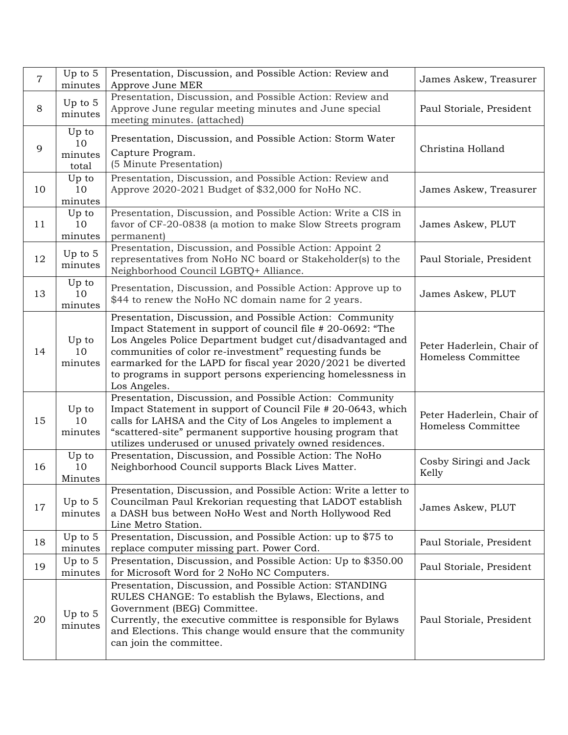| 7 | Up to 5 minutes | Presentation, Discussion, and Possible Action: Review and Approve June MER | James Askew, Treasurer |
|---|---|---|---|
| 8 | Up to 5 minutes | Presentation, Discussion, and Possible Action: Review and Approve June regular meeting minutes and June special meeting minutes. (attached) | Paul Storiale, President |
| 9 | Up to 10 minutes total | Presentation, Discussion, and Possible Action: Storm Water Capture Program.<br>(5 Minute Presentation) | Christina Holland |
| 10 | Up to 10 minutes | Presentation, Discussion, and Possible Action: Review and Approve 2020-2021 Budget of $32,000 for NoHo NC. | James Askew, Treasurer |
| 11 | Up to 10 minutes | Presentation, Discussion, and Possible Action: Write a CIS in favor of CF-20-0838 (a motion to make Slow Streets program permanent) | James Askew, PLUT |
| 12 | Up to 5 minutes | Presentation, Discussion, and Possible Action: Appoint 2 representatives from NoHo NC board or Stakeholder(s) to the Neighborhood Council LGBTQ+ Alliance. | Paul Storiale, President |
| 13 | Up to 10 minutes | Presentation, Discussion, and Possible Action: Approve up to $44 to renew the NoHo NC domain name for 2 years. | James Askew, PLUT |
| 14 | Up to 10 minutes | Presentation, Discussion, and Possible Action: Community Impact Statement in support of council file # 20-0692: "The Los Angeles Police Department budget cut/disadvantaged and communities of color re-investment" requesting funds be earmarked for the LAPD for fiscal year 2020/2021 be diverted to programs in support persons experiencing homelessness in Los Angeles. | Peter Haderlein, Chair of Homeless Committee |
| 15 | Up to 10 minutes | Presentation, Discussion, and Possible Action: Community Impact Statement in support of Council File # 20-0643, which calls for LAHSA and the City of Los Angeles to implement a "scattered-site" permanent supportive housing program that utilizes underused or unused privately owned residences. | Peter Haderlein, Chair of Homeless Committee |
| 16 | Up to 10 Minutes | Presentation, Discussion, and Possible Action: The NoHo Neighborhood Council supports Black Lives Matter. | Cosby Siringi and Jack Kelly |
| 17 | Up to 5 minutes | Presentation, Discussion, and Possible Action: Write a letter to Councilman Paul Krekorian requesting that LADOT establish a DASH bus between NoHo West and North Hollywood Red Line Metro Station. | James Askew, PLUT |
| 18 | Up to 5 minutes | Presentation, Discussion, and Possible Action: up to $75 to replace computer missing part. Power Cord. | Paul Storiale, President |
| 19 | Up to 5 minutes | Presentation, Discussion, and Possible Action: Up to $350.00 for Microsoft Word for 2 NoHo NC Computers. | Paul Storiale, President |
| 20 | Up to 5 minutes | Presentation, Discussion, and Possible Action: STANDING RULES CHANGE: To establish the Bylaws, Elections, and Government (BEG) Committee.<br>Currently, the executive committee is responsible for Bylaws and Elections. This change would ensure that the community can join the committee. | Paul Storiale, President |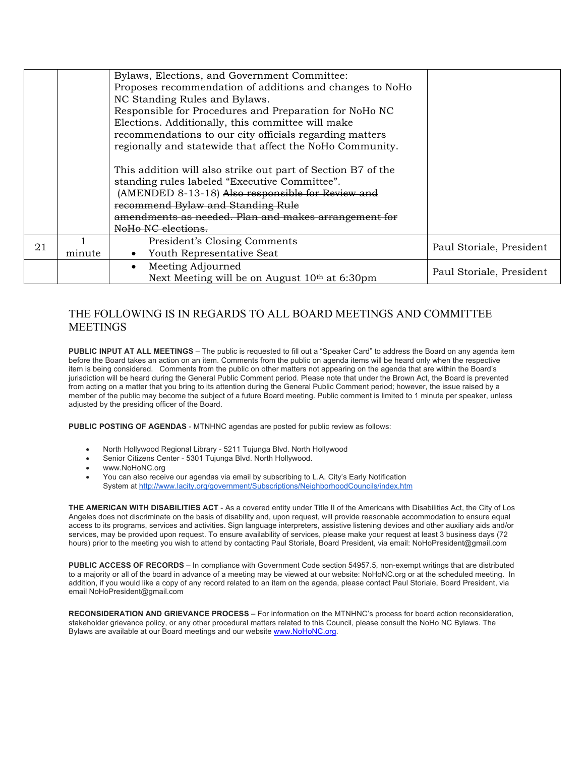| | | | |
|---|---|---|---|
| | | Bylaws, Elections, and Government Committee: Proposes recommendation of additions and changes to NoHo NC Standing Rules and Bylaws. Responsible for Procedures and Preparation for NoHo NC Elections. Additionally, this committee will make recommendations to our city officials regarding matters regionally and statewide that affect the NoHo Community.<br><br>This addition will also strike out part of Section B7 of the standing rules labeled "Executive Committee". (AMENDED 8-13-18) ~~Also responsible for Review and recommend Bylaw and Standing Rule amendments as needed. Plan and makes arrangement for NoHo NC elections.~~ | |
| 21 | 1 minute | President's Closing Comments<br>• Youth Representative Seat | Paul Storiale, President |
| | | • Meeting Adjourned<br>Next Meeting will be on August 10th at 6:30pm | Paul Storiale, President |

## THE FOLLOWING IS IN REGARDS TO ALL BOARD MEETINGS AND COMMITTEE MEETINGS

**PUBLIC INPUT AT ALL MEETINGS** – The public is requested to fill out a "Speaker Card" to address the Board on any agenda item before the Board takes an action on an item. Comments from the public on agenda items will be heard only when the respective item is being considered. Comments from the public on other matters not appearing on the agenda that are within the Board's jurisdiction will be heard during the General Public Comment period. Please note that under the Brown Act, the Board is prevented from acting on a matter that you bring to its attention during the General Public Comment period; however, the issue raised by a member of the public may become the subject of a future Board meeting. Public comment is limited to 1 minute per speaker, unless adjusted by the presiding officer of the Board.

**PUBLIC POSTING OF AGENDAS** - MTNHNC agendas are posted for public review as follows:

- North Hollywood Regional Library - 5211 Tujunga Blvd. North Hollywood
- Senior Citizens Center - 5301 Tujunga Blvd. North Hollywood.
- www.NoHoNC.org
- You can also receive our agendas via email by subscribing to L.A. City's Early Notification System at http://www.lacity.org/government/Subscriptions/NeighborhoodCouncils/index.htm

**THE AMERICAN WITH DISABILITIES ACT** - As a covered entity under Title II of the Americans with Disabilities Act, the City of Los Angeles does not discriminate on the basis of disability and, upon request, will provide reasonable accommodation to ensure equal access to its programs, services and activities. Sign language interpreters, assistive listening devices and other auxiliary aids and/or services, may be provided upon request. To ensure availability of services, please make your request at least 3 business days (72 hours) prior to the meeting you wish to attend by contacting Paul Storiale, Board President, via email: NoHoPresident@gmail.com

**PUBLIC ACCESS OF RECORDS** – In compliance with Government Code section 54957.5, non-exempt writings that are distributed to a majority or all of the board in advance of a meeting may be viewed at our website: NoHoNC.org or at the scheduled meeting. In addition, if you would like a copy of any record related to an item on the agenda, please contact Paul Storiale, Board President, via email NoHoPresident@gmail.com

**RECONSIDERATION AND GRIEVANCE PROCESS** – For information on the MTNHNC's process for board action reconsideration, stakeholder grievance policy, or any other procedural matters related to this Council, please consult the NoHo NC Bylaws. The Bylaws are available at our Board meetings and our website www.NoHoNC.org.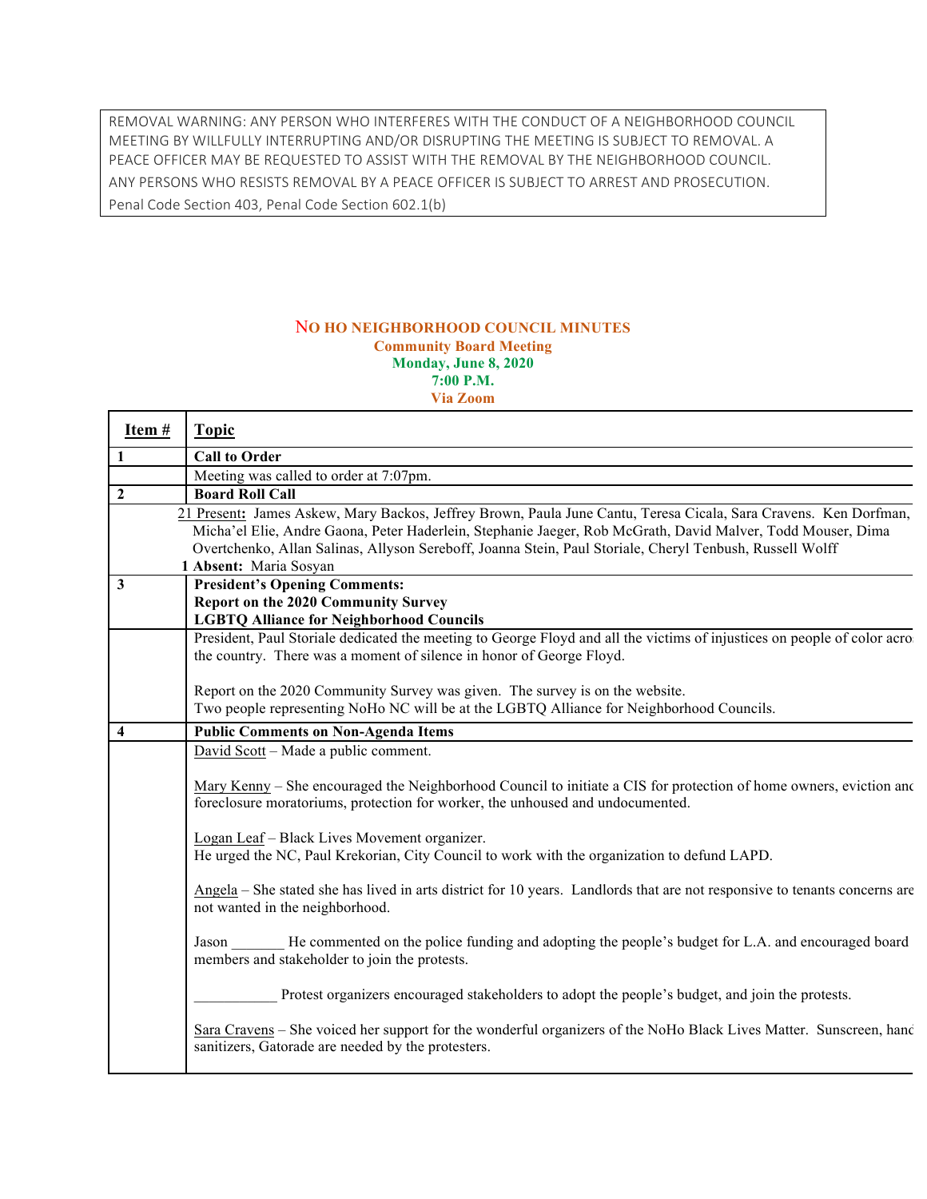REMOVAL WARNING: ANY PERSON WHO INTERFERES WITH THE CONDUCT OF A NEIGHBORHOOD COUNCIL MEETING BY WILLFULLY INTERRUPTING AND/OR DISRUPTING THE MEETING IS SUBJECT TO REMOVAL. A PEACE OFFICER MAY BE REQUESTED TO ASSIST WITH THE REMOVAL BY THE NEIGHBORHOOD COUNCIL. ANY PERSONS WHO RESISTS REMOVAL BY A PEACE OFFICER IS SUBJECT TO ARREST AND PROSECUTION. Penal Code Section 403, Penal Code Section 602.1(b)

# NO HO NEIGHBORHOOD COUNCIL MINUTES

**Community Board Meeting**
**Monday, June 8, 2020**
**7:00 P.M.**
**Via Zoom**

| Item # | Topic |
|---|---|
| **1** | **Call to Order** |
| | Meeting was called to order at 7:07pm. |
| **2** | **Board Roll Call** |
| | 21 Present: James Askew, Mary Backos, Jeffrey Brown, Paula June Cantu, Teresa Cicala, Sara Cravens. Ken Dorfman, Micha'el Elie, Andre Gaona, Peter Haderlein, Stephanie Jaeger, Rob McGrath, David Malver, Todd Mouser, Dima Overtchenko, Allan Salinas, Allyson Sereboff, Joanna Stein, Paul Storiale, Cheryl Tenbush, Russell Wolff<br>**1 Absent:** Maria Sosyan |
| **3** | **President's Opening Comments:**<br>**Report on the 2020 Community Survey**<br>**LGBTQ Alliance for Neighborhood Councils** |
| | President, Paul Storiale dedicated the meeting to George Floyd and all the victims of injustices on people of color acros the country. There was a moment of silence in honor of George Floyd.<br><br>Report on the 2020 Community Survey was given. The survey is on the website.<br>Two people representing NoHo NC will be at the LGBTQ Alliance for Neighborhood Councils. |
| **4** | **Public Comments on Non-Agenda Items** |
| | David Scott – Made a public comment.<br><br>Mary Kenny – She encouraged the Neighborhood Council to initiate a CIS for protection of home owners, eviction anc foreclosure moratoriums, protection for worker, the unhoused and undocumented.<br><br>Logan Leaf – Black Lives Movement organizer.<br>He urged the NC, Paul Krekorian, City Council to work with the organization to defund LAPD.<br><br>Angela – She stated she has lived in arts district for 10 years. Landlords that are not responsive to tenants concerns are not wanted in the neighborhood.<br><br>Jason _______ He commented on the police funding and adopting the people's budget for L.A. and encouraged board members and stakeholder to join the protests.<br><br>___________ Protest organizers encouraged stakeholders to adopt the people's budget, and join the protests.<br><br>Sara Cravens – She voiced her support for the wonderful organizers of the NoHo Black Lives Matter. Sunscreen, hand sanitizers, Gatorade are needed by the protesters. |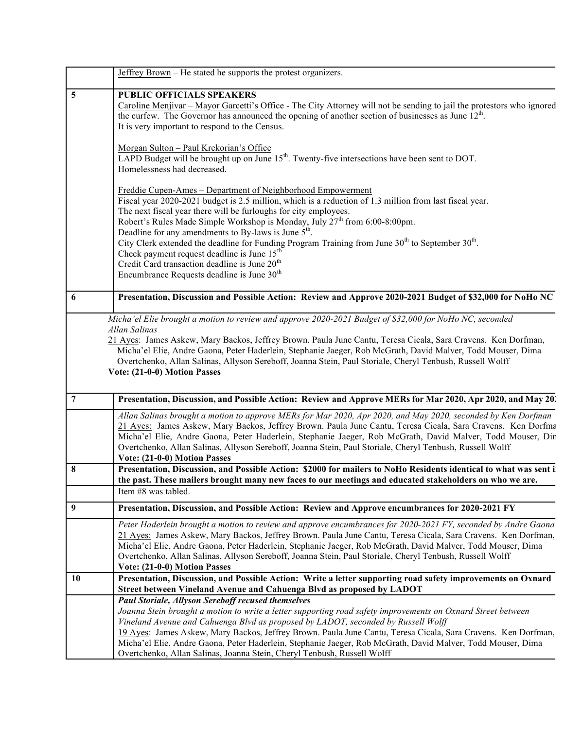| | |
|---|---|
| | Jeffrey Brown – He stated he supports the protest organizers. |
| **5** | **PUBLIC OFFICIALS SPEAKERS**<br>Caroline Menjivar – Mayor Garcetti's Office - The City Attorney will not be sending to jail the protestors who ignored the curfew. The Governor has announced the opening of another section of businesses as June 12th.<br>It is very important to respond to the Census.<br><br>Morgan Sulton – Paul Krekorian's Office<br>LAPD Budget will be brought up on June 15th. Twenty-five intersections have been sent to DOT.<br>Homelessness had decreased.<br><br>Freddie Cupen-Ames – Department of Neighborhood Empowerment<br>Fiscal year 2020-2021 budget is 2.5 million, which is a reduction of 1.3 million from last fiscal year.<br>The next fiscal year there will be furloughs for city employees.<br>Robert's Rules Made Simple Workshop is Monday, July 27th from 6:00-8:00pm.<br>Deadline for any amendments to By-laws is June 5th.<br>City Clerk extended the deadline for Funding Program Training from June 30th to September 30th.<br>Check payment request deadline is June 15th<br>Credit Card transaction deadline is June 20th<br>Encumbrance Requests deadline is June 30th |
| **6** | **Presentation, Discussion and Possible Action: Review and Approve 2020-2021 Budget of $32,000 for NoHo NC** |
| | *Micha'el Elie brought a motion to review and approve 2020-2021 Budget of $32,000 for NoHo NC, seconded Allan Salinas*<br>21 Ayes: James Askew, Mary Backos, Jeffrey Brown. Paula June Cantu, Teresa Cicala, Sara Cravens. Ken Dorfman, Micha'el Elie, Andre Gaona, Peter Haderlein, Stephanie Jaeger, Rob McGrath, David Malver, Todd Mouser, Dima Overtchenko, Allan Salinas, Allyson Sereboff, Joanna Stein, Paul Storiale, Cheryl Tenbush, Russell Wolff<br>**Vote: (21-0-0) Motion Passes** |
| **7** | **Presentation, Discussion, and Possible Action: Review and Approve MERs for Mar 2020, Apr 2020, and May 20** |
| | *Allan Salinas brought a motion to approve MERs for Mar 2020, Apr 2020, and May 2020, seconded by Ken Dorfman*<br>21 Ayes: James Askew, Mary Backos, Jeffrey Brown. Paula June Cantu, Teresa Cicala, Sara Cravens. Ken Dorfma Micha'el Elie, Andre Gaona, Peter Haderlein, Stephanie Jaeger, Rob McGrath, David Malver, Todd Mouser, Dir Overtchenko, Allan Salinas, Allyson Sereboff, Joanna Stein, Paul Storiale, Cheryl Tenbush, Russell Wolff<br>**Vote: (21-0-0) Motion Passes** |
| **8** | **Presentation, Discussion, and Possible Action: $2000 for mailers to NoHo Residents identical to what was sent i the past. These mailers brought many new faces to our meetings and educated stakeholders on who we are.** |
| | Item #8 was tabled. |
| **9** | **Presentation, Discussion, and Possible Action: Review and Approve encumbrances for 2020-2021 FY** |
| | *Peter Haderlein brought a motion to review and approve encumbrances for 2020-2021 FY, seconded by Andre Gaona*<br>21 Ayes: James Askew, Mary Backos, Jeffrey Brown. Paula June Cantu, Teresa Cicala, Sara Cravens. Ken Dorfman, Micha'el Elie, Andre Gaona, Peter Haderlein, Stephanie Jaeger, Rob McGrath, David Malver, Todd Mouser, Dima Overtchenko, Allan Salinas, Allyson Sereboff, Joanna Stein, Paul Storiale, Cheryl Tenbush, Russell Wolff<br>**Vote: (21-0-0) Motion Passes** |
| **10** | **Presentation, Discussion, and Possible Action: Write a letter supporting road safety improvements on Oxnard Street between Vineland Avenue and Cahuenga Blvd as proposed by LADOT** |
| | ***Paul Storiale, Allyson Sereboff recused themselves***<br>*Joanna Stein brought a motion to write a letter supporting road safety improvements on Oxnard Street between Vineland Avenue and Cahuenga Blvd as proposed by LADOT, seconded by Russell Wolff*<br>19 Ayes: James Askew, Mary Backos, Jeffrey Brown. Paula June Cantu, Teresa Cicala, Sara Cravens. Ken Dorfman, Micha'el Elie, Andre Gaona, Peter Haderlein, Stephanie Jaeger, Rob McGrath, David Malver, Todd Mouser, Dima Overtchenko, Allan Salinas, Joanna Stein, Cheryl Tenbush, Russell Wolff |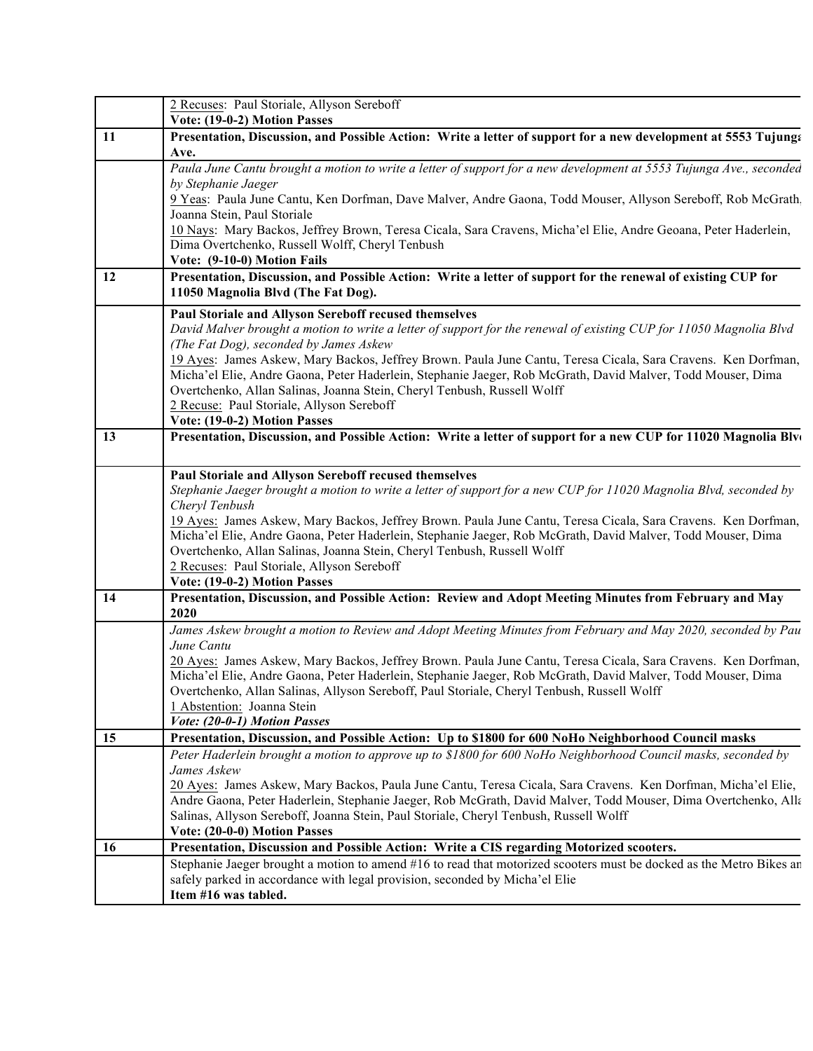| | |
|---|---|
| | 2 Recuses: Paul Storiale, Allyson Sereboff<br>**Vote: (19-0-2) Motion Passes** |
| **11** | **Presentation, Discussion, and Possible Action: Write a letter of support for a new development at 5553 Tujunga Ave.** |
| | *Paula June Cantu brought a motion to write a letter of support for a new development at 5553 Tujunga Ave., seconded by Stephanie Jaeger*<br>9 Yeas: Paula June Cantu, Ken Dorfman, Dave Malver, Andre Gaona, Todd Mouser, Allyson Sereboff, Rob McGrath, Joanna Stein, Paul Storiale<br>10 Nays: Mary Backos, Jeffrey Brown, Teresa Cicala, Sara Cravens, Micha'el Elie, Andre Geoana, Peter Haderlein, Dima Overtchenko, Russell Wolff, Cheryl Tenbush<br>**Vote: (9-10-0) Motion Fails** |
| **12** | **Presentation, Discussion, and Possible Action: Write a letter of support for the renewal of existing CUP for 11050 Magnolia Blvd (The Fat Dog).** |
| | **Paul Storiale and Allyson Sereboff recused themselves**<br>*David Malver brought a motion to write a letter of support for the renewal of existing CUP for 11050 Magnolia Blvd (The Fat Dog), seconded by James Askew*<br>19 Ayes: James Askew, Mary Backos, Jeffrey Brown. Paula June Cantu, Teresa Cicala, Sara Cravens. Ken Dorfman, Micha'el Elie, Andre Gaona, Peter Haderlein, Stephanie Jaeger, Rob McGrath, David Malver, Todd Mouser, Dima Overtchenko, Allan Salinas, Joanna Stein, Cheryl Tenbush, Russell Wolff<br>2 Recuse: Paul Storiale, Allyson Sereboff<br>**Vote: (19-0-2) Motion Passes** |
| **13** | **Presentation, Discussion, and Possible Action: Write a letter of support for a new CUP for 11020 Magnolia Blvd** |
| | **Paul Storiale and Allyson Sereboff recused themselves**<br>*Stephanie Jaeger brought a motion to write a letter of support for a new CUP for 11020 Magnolia Blvd, seconded by Cheryl Tenbush*<br>19 Ayes: James Askew, Mary Backos, Jeffrey Brown. Paula June Cantu, Teresa Cicala, Sara Cravens. Ken Dorfman, Micha'el Elie, Andre Gaona, Peter Haderlein, Stephanie Jaeger, Rob McGrath, David Malver, Todd Mouser, Dima Overtchenko, Allan Salinas, Joanna Stein, Cheryl Tenbush, Russell Wolff<br>2 Recuses: Paul Storiale, Allyson Sereboff<br>**Vote: (19-0-2) Motion Passes** |
| **14** | **Presentation, Discussion, and Possible Action: Review and Adopt Meeting Minutes from February and May 2020** |
| | *James Askew brought a motion to Review and Adopt Meeting Minutes from February and May 2020, seconded by Paula June Cantu*<br>20 Ayes: James Askew, Mary Backos, Jeffrey Brown. Paula June Cantu, Teresa Cicala, Sara Cravens. Ken Dorfman, Micha'el Elie, Andre Gaona, Peter Haderlein, Stephanie Jaeger, Rob McGrath, David Malver, Todd Mouser, Dima Overtchenko, Allan Salinas, Allyson Sereboff, Paul Storiale, Cheryl Tenbush, Russell Wolff<br>1 Abstention: Joanna Stein<br>***Vote: (20-0-1) Motion Passes*** |
| **15** | **Presentation, Discussion, and Possible Action: Up to $1800 for 600 NoHo Neighborhood Council masks** |
| | *Peter Haderlein brought a motion to approve up to $1800 for 600 NoHo Neighborhood Council masks, seconded by James Askew*<br>20 Ayes: James Askew, Mary Backos, Paula June Cantu, Teresa Cicala, Sara Cravens. Ken Dorfman, Micha'el Elie, Andre Gaona, Peter Haderlein, Stephanie Jaeger, Rob McGrath, David Malver, Todd Mouser, Dima Overtchenko, Allan Salinas, Allyson Sereboff, Joanna Stein, Paul Storiale, Cheryl Tenbush, Russell Wolff<br>**Vote: (20-0-0) Motion Passes** |
| **16** | **Presentation, Discussion and Possible Action: Write a CIS regarding Motorized scooters.** |
| | Stephanie Jaeger brought a motion to amend #16 to read that motorized scooters must be docked as the Metro Bikes and safely parked in accordance with legal provision, seconded by Micha'el Elie<br>**Item #16 was tabled.** |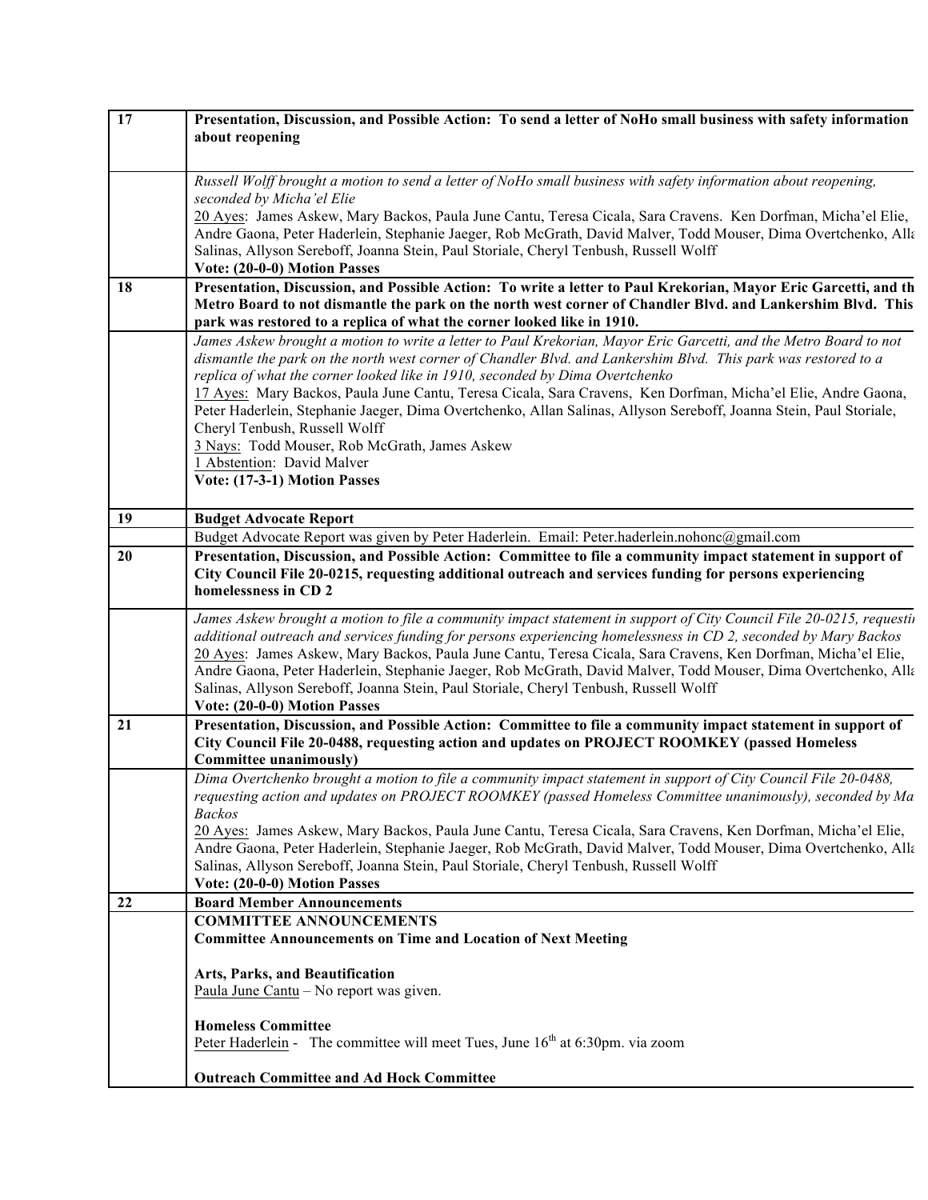| | |
|---|---|
| 17 | **Presentation, Discussion, and Possible Action: To send a letter of NoHo small business with safety information about reopening** |
| | *Russell Wolff brought a motion to send a letter of NoHo small business with safety information about reopening, seconded by Micha'el Elie*<br>20 Ayes: James Askew, Mary Backos, Paula June Cantu, Teresa Cicala, Sara Cravens. Ken Dorfman, Micha'el Elie, Andre Gaona, Peter Haderlein, Stephanie Jaeger, Rob McGrath, David Malver, Todd Mouser, Dima Overtchenko, Alla Salinas, Allyson Sereboff, Joanna Stein, Paul Storiale, Cheryl Tenbush, Russell Wolff<br>**Vote: (20-0-0) Motion Passes** |
| 18 | **Presentation, Discussion, and Possible Action: To write a letter to Paul Krekorian, Mayor Eric Garcetti, and th Metro Board to not dismantle the park on the north west corner of Chandler Blvd. and Lankershim Blvd. This park was restored to a replica of what the corner looked like in 1910.** |
| | *James Askew brought a motion to write a letter to Paul Krekorian, Mayor Eric Garcetti, and the Metro Board to not dismantle the park on the north west corner of Chandler Blvd. and Lankershim Blvd. This park was restored to a replica of what the corner looked like in 1910, seconded by Dima Overtchenko*<br>17 Ayes: Mary Backos, Paula June Cantu, Teresa Cicala, Sara Cravens, Ken Dorfman, Micha'el Elie, Andre Gaona, Peter Haderlein, Stephanie Jaeger, Dima Overtchenko, Allan Salinas, Allyson Sereboff, Joanna Stein, Paul Storiale, Cheryl Tenbush, Russell Wolff<br>3 Nays: Todd Mouser, Rob McGrath, James Askew<br>1 Abstention: David Malver<br>**Vote: (17-3-1) Motion Passes** |
| 19 | **Budget Advocate Report** |
| | Budget Advocate Report was given by Peter Haderlein. Email: Peter.haderlein.nohonc@gmail.com |
| 20 | **Presentation, Discussion, and Possible Action: Committee to file a community impact statement in support of City Council File 20-0215, requesting additional outreach and services funding for persons experiencing homelessness in CD 2** |
| | *James Askew brought a motion to file a community impact statement in support of City Council File 20-0215, requesti additional outreach and services funding for persons experiencing homelessness in CD 2, seconded by Mary Backos*<br>20 Ayes: James Askew, Mary Backos, Paula June Cantu, Teresa Cicala, Sara Cravens, Ken Dorfman, Micha'el Elie, Andre Gaona, Peter Haderlein, Stephanie Jaeger, Rob McGrath, David Malver, Todd Mouser, Dima Overtchenko, Alla Salinas, Allyson Sereboff, Joanna Stein, Paul Storiale, Cheryl Tenbush, Russell Wolff<br>**Vote: (20-0-0) Motion Passes** |
| 21 | **Presentation, Discussion, and Possible Action: Committee to file a community impact statement in support of City Council File 20-0488, requesting action and updates on PROJECT ROOMKEY (passed Homeless Committee unanimously)** |
| | *Dima Overtchenko brought a motion to file a community impact statement in support of City Council File 20-0488, requesting action and updates on PROJECT ROOMKEY (passed Homeless Committee unanimously), seconded by Ma Backos*<br>20 Ayes: James Askew, Mary Backos, Paula June Cantu, Teresa Cicala, Sara Cravens, Ken Dorfman, Micha'el Elie, Andre Gaona, Peter Haderlein, Stephanie Jaeger, Rob McGrath, David Malver, Todd Mouser, Dima Overtchenko, Alla Salinas, Allyson Sereboff, Joanna Stein, Paul Storiale, Cheryl Tenbush, Russell Wolff<br>**Vote: (20-0-0) Motion Passes** |
| 22 | **Board Member Announcements** |
| | **COMMITTEE ANNOUNCEMENTS**<br>**Committee Announcements on Time and Location of Next Meeting**<br><br>**Arts, Parks, and Beautification**<br>Paula June Cantu – No report was given.<br><br>**Homeless Committee**<br>Peter Haderlein - The committee will meet Tues, June 16th at 6:30pm. via zoom<br><br>**Outreach Committee and Ad Hock Committee** |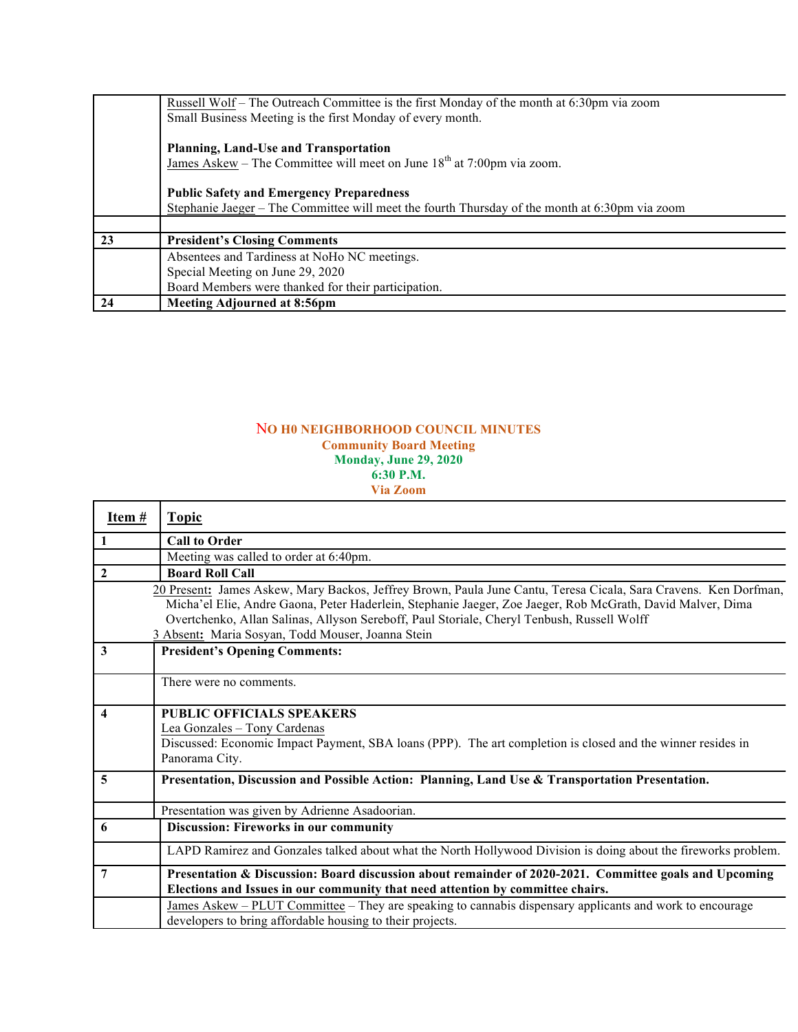| | |
|---|---|
| | Russell Wolf – The Outreach Committee is the first Monday of the month at 6:30pm via zoom<br>Small Business Meeting is the first Monday of every month.<br><br>**Planning, Land-Use and Transportation**<br>James Askew – The Committee will meet on June 18th at 7:00pm via zoom.<br><br>**Public Safety and Emergency Preparedness**<br>Stephanie Jaeger – The Committee will meet the fourth Thursday of the month at 6:30pm via zoom |
| | |
| **23** | **President's Closing Comments** |
| | Absentees and Tardiness at NoHo NC meetings.<br>Special Meeting on June 29, 2020<br>Board Members were thanked for their participation. |
| **24** | **Meeting Adjourned at 8:56pm** |

# NO H0 NEIGHBORHOOD COUNCIL MINUTES

**Community Board Meeting**
**Monday, June 29, 2020**
**6:30 P.M.**
**Via Zoom**

| **Item #** | **Topic** |
|---|---|
| **1** | **Call to Order** |
| | Meeting was called to order at 6:40pm. |
| **2** | **Board Roll Call** |
| | 20 Present**:** James Askew, Mary Backos, Jeffrey Brown, Paula June Cantu, Teresa Cicala, Sara Cravens. Ken Dorfman, Micha'el Elie, Andre Gaona, Peter Haderlein, Stephanie Jaeger, Zoe Jaeger, Rob McGrath, David Malver, Dima Overtchenko, Allan Salinas, Allyson Sereboff, Paul Storiale, Cheryl Tenbush, Russell Wolff<br>3 Absent**:** Maria Sosyan, Todd Mouser, Joanna Stein |
| **3** | **President's Opening Comments:** |
| | There were no comments. |
| **4** | **PUBLIC OFFICIALS SPEAKERS**<br>Lea Gonzales – Tony Cardenas<br>Discussed: Economic Impact Payment, SBA loans (PPP). The art completion is closed and the winner resides in Panorama City. |
| **5** | **Presentation, Discussion and Possible Action: Planning, Land Use & Transportation Presentation.** |
| | Presentation was given by Adrienne Asadoorian. |
| **6** | **Discussion: Fireworks in our community** |
| | LAPD Ramirez and Gonzales talked about what the North Hollywood Division is doing about the fireworks problem. |
| **7** | **Presentation & Discussion: Board discussion about remainder of 2020-2021. Committee goals and Upcoming Elections and Issues in our community that need attention by committee chairs.** |
| | James Askew – PLUT Committee – They are speaking to cannabis dispensary applicants and work to encourage developers to bring affordable housing to their projects. |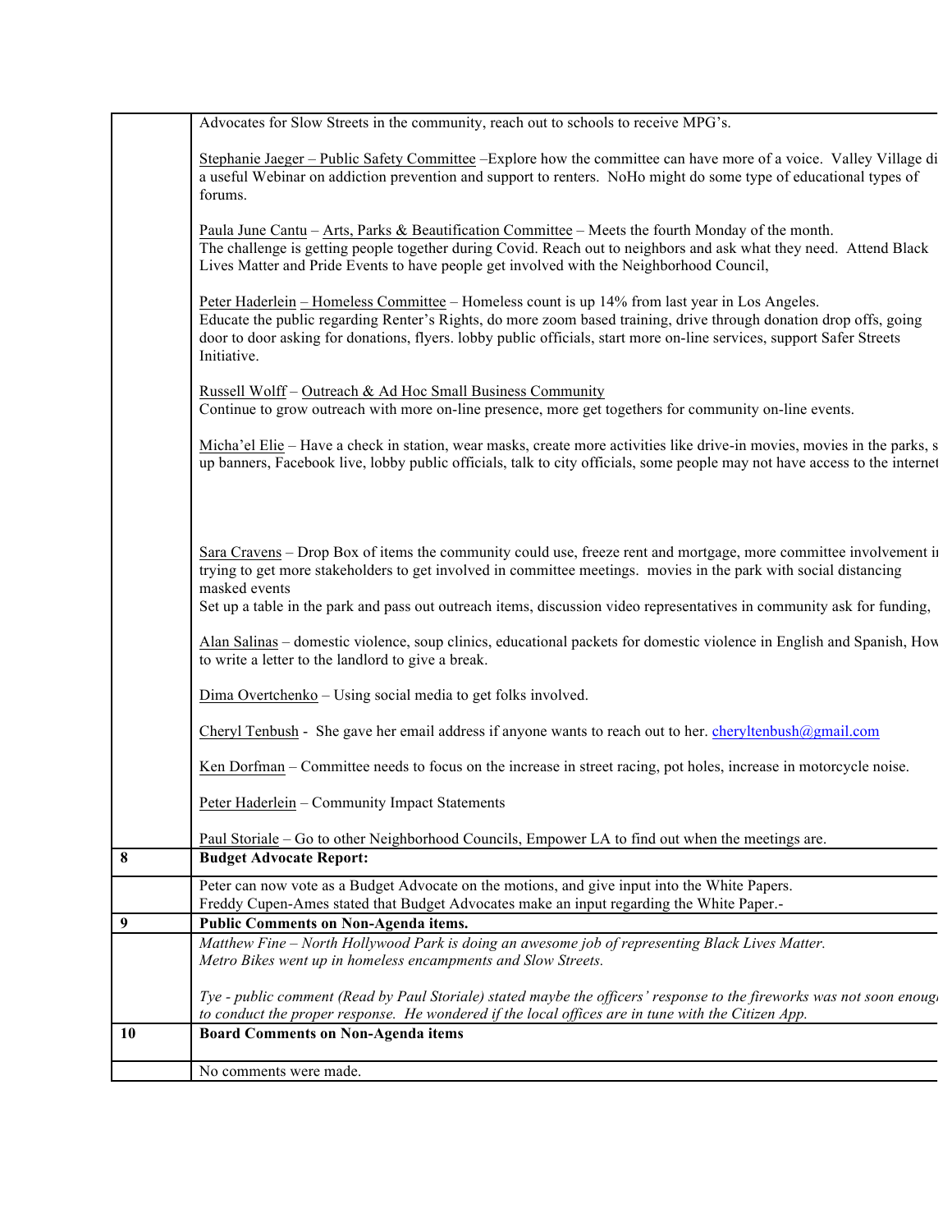| | |
|---|---|
| | Advocates for Slow Streets in the community, reach out to schools to receive MPG's.<br><br>Stephanie Jaeger – Public Safety Committee –Explore how the committee can have more of a voice. Valley Village di a useful Webinar on addiction prevention and support to renters. NoHo might do some type of educational types of forums.<br><br>Paula June Cantu – Arts, Parks & Beautification Committee – Meets the fourth Monday of the month. The challenge is getting people together during Covid. Reach out to neighbors and ask what they need. Attend Black Lives Matter and Pride Events to have people get involved with the Neighborhood Council,<br><br>Peter Haderlein – Homeless Committee – Homeless count is up 14% from last year in Los Angeles. Educate the public regarding Renter's Rights, do more zoom based training, drive through donation drop offs, going door to door asking for donations, flyers. lobby public officials, start more on-line services, support Safer Streets Initiative.<br><br>Russell Wolff – Outreach & Ad Hoc Small Business Community<br>Continue to grow outreach with more on-line presence, more get togethers for community on-line events.<br><br>Micha'el Elie – Have a check in station, wear masks, create more activities like drive-in movies, movies in the parks, s up banners, Facebook live, lobby public officials, talk to city officials, some people may not have access to the internet<br><br>Sara Cravens – Drop Box of items the community could use, freeze rent and mortgage, more committee involvement i trying to get more stakeholders to get involved in committee meetings. movies in the park with social distancing masked events<br>Set up a table in the park and pass out outreach items, discussion video representatives in community ask for funding,<br><br>Alan Salinas – domestic violence, soup clinics, educational packets for domestic violence in English and Spanish, How to write a letter to the landlord to give a break.<br><br>Dima Overtchenko – Using social media to get folks involved.<br><br>Cheryl Tenbush - She gave her email address if anyone wants to reach out to her. cheryltenbush@gmail.com<br><br>Ken Dorfman – Committee needs to focus on the increase in street racing, pot holes, increase in motorcycle noise.<br><br>Peter Haderlein – Community Impact Statements<br><br>Paul Storiale – Go to other Neighborhood Councils, Empower LA to find out when the meetings are. |
| **8** | **Budget Advocate Report:** |
| | Peter can now vote as a Budget Advocate on the motions, and give input into the White Papers.<br>Freddy Cupen-Ames stated that Budget Advocates make an input regarding the White Paper.- |
| **9** | **Public Comments on Non-Agenda items.** |
| | *Matthew Fine – North Hollywood Park is doing an awesome job of representing Black Lives Matter.*<br>*Metro Bikes went up in homeless encampments and Slow Streets.*<br><br>*Tye - public comment (Read by Paul Storiale) stated maybe the officers' response to the fireworks was not soon enoug to conduct the proper response. He wondered if the local offices are in tune with the Citizen App.* |
| **10** | **Board Comments on Non-Agenda items** |
| | No comments were made. |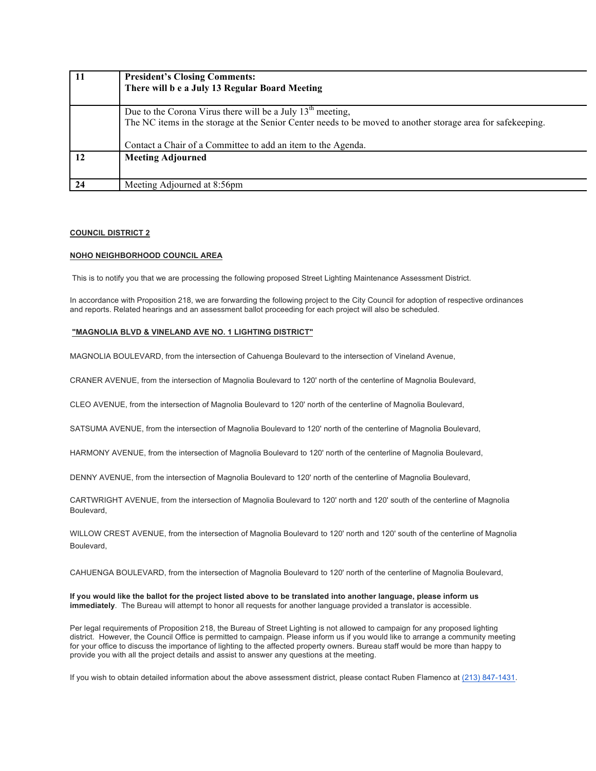| | |
|---|---|
| 11 | **President's Closing Comments:**<br>**There will b e a July 13 Regular Board Meeting** |
| | Due to the Corona Virus there will be a July 13[th] meeting,<br>The NC items in the storage at the Senior Center needs to be moved to another storage area for safekeeping.<br><br>Contact a Chair of a Committee to add an item to the Agenda. |
| 12 | **Meeting Adjourned** |
| 24 | Meeting Adjourned at 8:56pm |

**COUNCIL DISTRICT 2**

**NOHO NEIGHBORHOOD COUNCIL AREA**

This is to notify you that we are processing the following proposed Street Lighting Maintenance Assessment District.

In accordance with Proposition 218, we are forwarding the following project to the City Council for adoption of respective ordinances and reports. Related hearings and an assessment ballot proceeding for each project will also be scheduled.

**"MAGNOLIA BLVD & VINELAND AVE NO. 1 LIGHTING DISTRICT"**

MAGNOLIA BOULEVARD, from the intersection of Cahuenga Boulevard to the intersection of Vineland Avenue,

CRANER AVENUE, from the intersection of Magnolia Boulevard to 120' north of the centerline of Magnolia Boulevard,

CLEO AVENUE, from the intersection of Magnolia Boulevard to 120' north of the centerline of Magnolia Boulevard,

SATSUMA AVENUE, from the intersection of Magnolia Boulevard to 120' north of the centerline of Magnolia Boulevard,

HARMONY AVENUE, from the intersection of Magnolia Boulevard to 120' north of the centerline of Magnolia Boulevard,

DENNY AVENUE, from the intersection of Magnolia Boulevard to 120' north of the centerline of Magnolia Boulevard,

CARTWRIGHT AVENUE, from the intersection of Magnolia Boulevard to 120' north and 120' south of the centerline of Magnolia Boulevard,

WILLOW CREST AVENUE, from the intersection of Magnolia Boulevard to 120' north and 120' south of the centerline of Magnolia Boulevard,

CAHUENGA BOULEVARD, from the intersection of Magnolia Boulevard to 120' north of the centerline of Magnolia Boulevard,

**If you would like the ballot for the project listed above to be translated into another language, please inform us immediately**. The Bureau will attempt to honor all requests for another language provided a translator is accessible.

Per legal requirements of Proposition 218, the Bureau of Street Lighting is not allowed to campaign for any proposed lighting district. However, the Council Office is permitted to campaign. Please inform us if you would like to arrange a community meeting for your office to discuss the importance of lighting to the affected property owners. Bureau staff would be more than happy to provide you with all the project details and assist to answer any questions at the meeting.

If you wish to obtain detailed information about the above assessment district, please contact Ruben Flamenco at (213) 847-1431.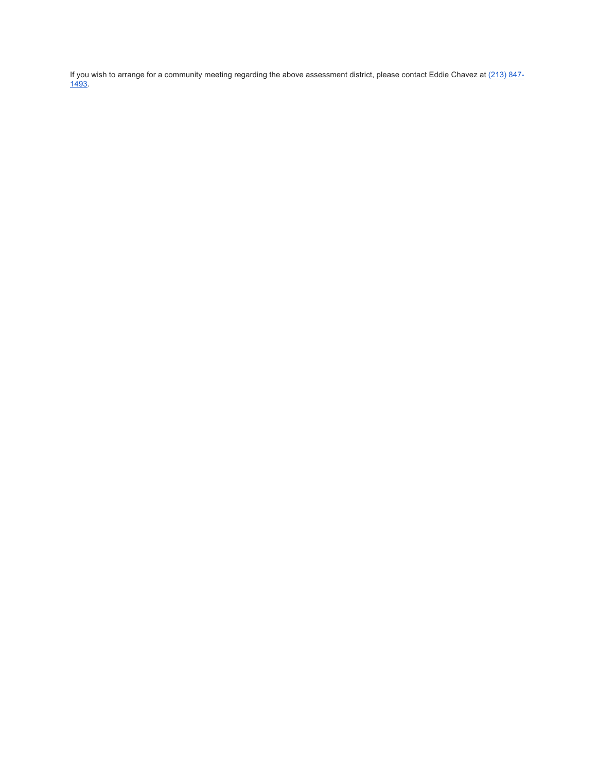If you wish to arrange for a community meeting regarding the above assessment district, please contact Eddie Chavez at (213) 847-1493.